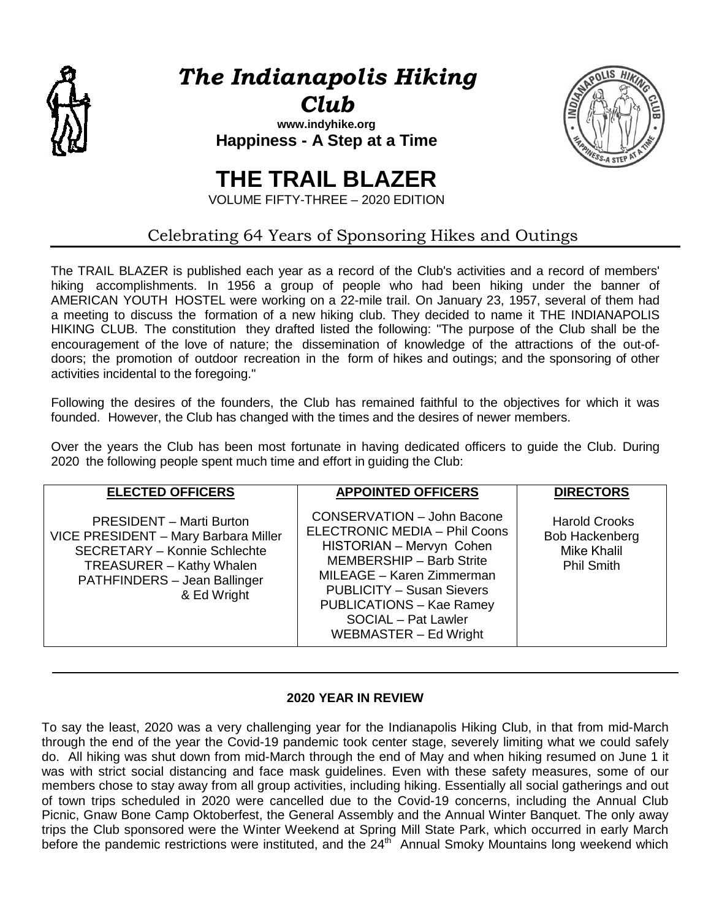# *The Indianapolis Hiking Club*

**www.indyhike.org**

**Happiness - A Step at a Time**

# THE TRAIL BLAZER

VOLUME FIFTY-THREE – 2020 EDITION

## Celebrating 64 Years of Sponsoring Hikes and Outings

The TRAIL BLAZER is published each year as a record of the Club's activities and a record of members' hiking accomplishments. In 1956 a group of people who had been hiking under the banner of AMERICAN YOUTH HOSTEL were working on a 22-mile trail. On January 23, 1957, several of them had a meeting to discuss the formation of a new hiking club. They decided to name it THE INDIANAPOLIS HIKING CLUB. The constitution they drafted listed the following: "The purpose of the Club shall be the encouragement of the love of nature; the dissemination of knowledge of the attractions of the out-of-doors; the promotion of outdoor recreation in the form of hikes and outings; and the sponsoring of other activities incidental to the foregoing."

Following the desires of the founders, the Club has remained faithful to the objectives for which it was founded. However, the Club has changed with the times and the desires of newer members.

Over the years the Club has been most fortunate in having dedicated officers to guide the Club. During 2020 the following people spent much time and effort in guiding the Club:

| ELECTED OFFICERS | APPOINTED OFFICERS | DIRECTORS |
|---|---|---|
| PRESIDENT – Marti Burton<br>VICE PRESIDENT – Mary Barbara Miller<br>SECRETARY – Konnie Schlechte<br>TREASURER – Kathy Whalen<br>PATHFINDERS – Jean Ballinger & Ed Wright | CONSERVATION – John Bacone<br>ELECTRONIC MEDIA – Phil Coons<br>HISTORIAN – Mervyn Cohen<br>MEMBERSHIP – Barb Strite<br>MILEAGE – Karen Zimmerman<br>PUBLICITY – Susan Sievers<br>PUBLICATIONS – Kae Ramey<br>SOCIAL – Pat Lawler<br>WEBMASTER – Ed Wright | Harold Crooks<br>Bob Hackenberg<br>Mike Khalil<br>Phil Smith |

### 2020 YEAR IN REVIEW

To say the least, 2020 was a very challenging year for the Indianapolis Hiking Club, in that from mid-March through the end of the year the Covid-19 pandemic took center stage, severely limiting what we could safely do. All hiking was shut down from mid-March through the end of May and when hiking resumed on June 1 it was with strict social distancing and face mask guidelines. Even with these safety measures, some of our members chose to stay away from all group activities, including hiking. Essentially all social gatherings and out of town trips scheduled in 2020 were cancelled due to the Covid-19 concerns, including the Annual Club Picnic, Gnaw Bone Camp Oktoberfest, the General Assembly and the Annual Winter Banquet. The only away trips the Club sponsored were the Winter Weekend at Spring Mill State Park, which occurred in early March before the pandemic restrictions were instituted, and the 24th Annual Smoky Mountains long weekend which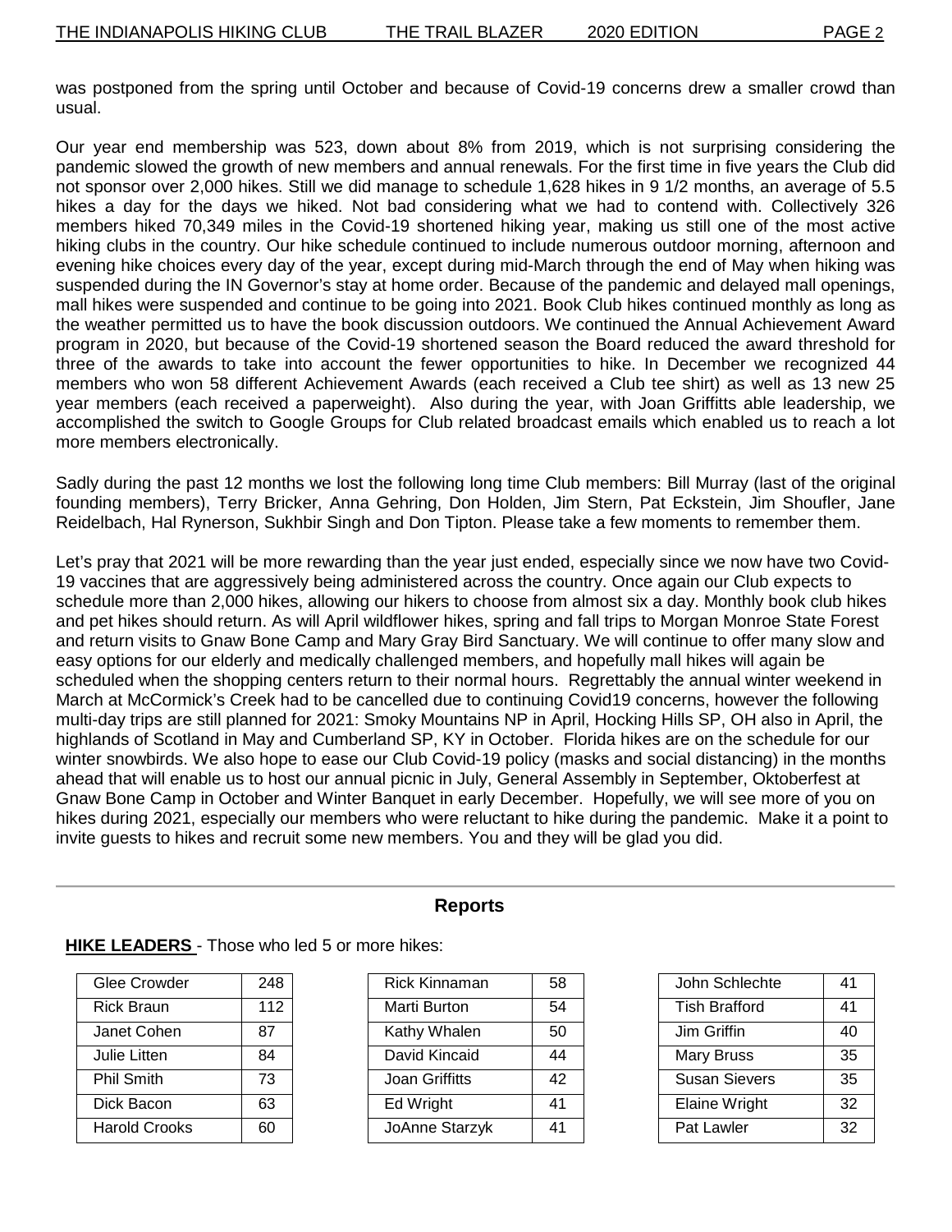was postponed from the spring until October and because of Covid-19 concerns drew a smaller crowd than usual.

Our year end membership was 523, down about 8% from 2019, which is not surprising considering the pandemic slowed the growth of new members and annual renewals. For the first time in five years the Club did not sponsor over 2,000 hikes. Still we did manage to schedule 1,628 hikes in 9 1/2 months, an average of 5.5 hikes a day for the days we hiked. Not bad considering what we had to contend with. Collectively 326 members hiked 70,349 miles in the Covid-19 shortened hiking year, making us still one of the most active hiking clubs in the country. Our hike schedule continued to include numerous outdoor morning, afternoon and evening hike choices every day of the year, except during mid-March through the end of May when hiking was suspended during the IN Governor's stay at home order. Because of the pandemic and delayed mall openings, mall hikes were suspended and continue to be going into 2021. Book Club hikes continued monthly as long as the weather permitted us to have the book discussion outdoors. We continued the Annual Achievement Award program in 2020, but because of the Covid-19 shortened season the Board reduced the award threshold for three of the awards to take into account the fewer opportunities to hike. In December we recognized 44 members who won 58 different Achievement Awards (each received a Club tee shirt) as well as 13 new 25 year members (each received a paperweight). Also during the year, with Joan Griffitts able leadership, we accomplished the switch to Google Groups for Club related broadcast emails which enabled us to reach a lot more members electronically.

Sadly during the past 12 months we lost the following long time Club members: Bill Murray (last of the original founding members), Terry Bricker, Anna Gehring, Don Holden, Jim Stern, Pat Eckstein, Jim Shoufler, Jane Reidelbach, Hal Rynerson, Sukhbir Singh and Don Tipton. Please take a few moments to remember them.

Let's pray that 2021 will be more rewarding than the year just ended, especially since we now have two Covid-19 vaccines that are aggressively being administered across the country. Once again our Club expects to schedule more than 2,000 hikes, allowing our hikers to choose from almost six a day. Monthly book club hikes and pet hikes should return. As will April wildflower hikes, spring and fall trips to Morgan Monroe State Forest and return visits to Gnaw Bone Camp and Mary Gray Bird Sanctuary. We will continue to offer many slow and easy options for our elderly and medically challenged members, and hopefully mall hikes will again be scheduled when the shopping centers return to their normal hours. Regrettably the annual winter weekend in March at McCormick's Creek had to be cancelled due to continuing Covid19 concerns, however the following multi-day trips are still planned for 2021: Smoky Mountains NP in April, Hocking Hills SP, OH also in April, the highlands of Scotland in May and Cumberland SP, KY in October. Florida hikes are on the schedule for our winter snowbirds. We also hope to ease our Club Covid-19 policy (masks and social distancing) in the months ahead that will enable us to host our annual picnic in July, General Assembly in September, Oktoberfest at Gnaw Bone Camp in October and Winter Banquet in early December. Hopefully, we will see more of you on hikes during 2021, especially our members who were reluctant to hike during the pandemic. Make it a point to invite guests to hikes and recruit some new members. You and they will be glad you did.

---

## Reports

**HIKE LEADERS** - Those who led 5 or more hikes:

| Name | Hikes |
|---|---|
| Glee Crowder | 248 |
| Rick Braun | 112 |
| Janet Cohen | 87 |
| Julie Litten | 84 |
| Phil Smith | 73 |
| Dick Bacon | 63 |
| Harold Crooks | 60 |
| Rick Kinnaman | 58 |
| Marti Burton | 54 |
| Kathy Whalen | 50 |
| David Kincaid | 44 |
| Joan Griffitts | 42 |
| Ed Wright | 41 |
| JoAnne Starzyk | 41 |
| John Schlechte | 41 |
| Tish Brafford | 41 |
| Jim Griffin | 40 |
| Mary Bruss | 35 |
| Susan Sievers | 35 |
| Elaine Wright | 32 |
| Pat Lawler | 32 |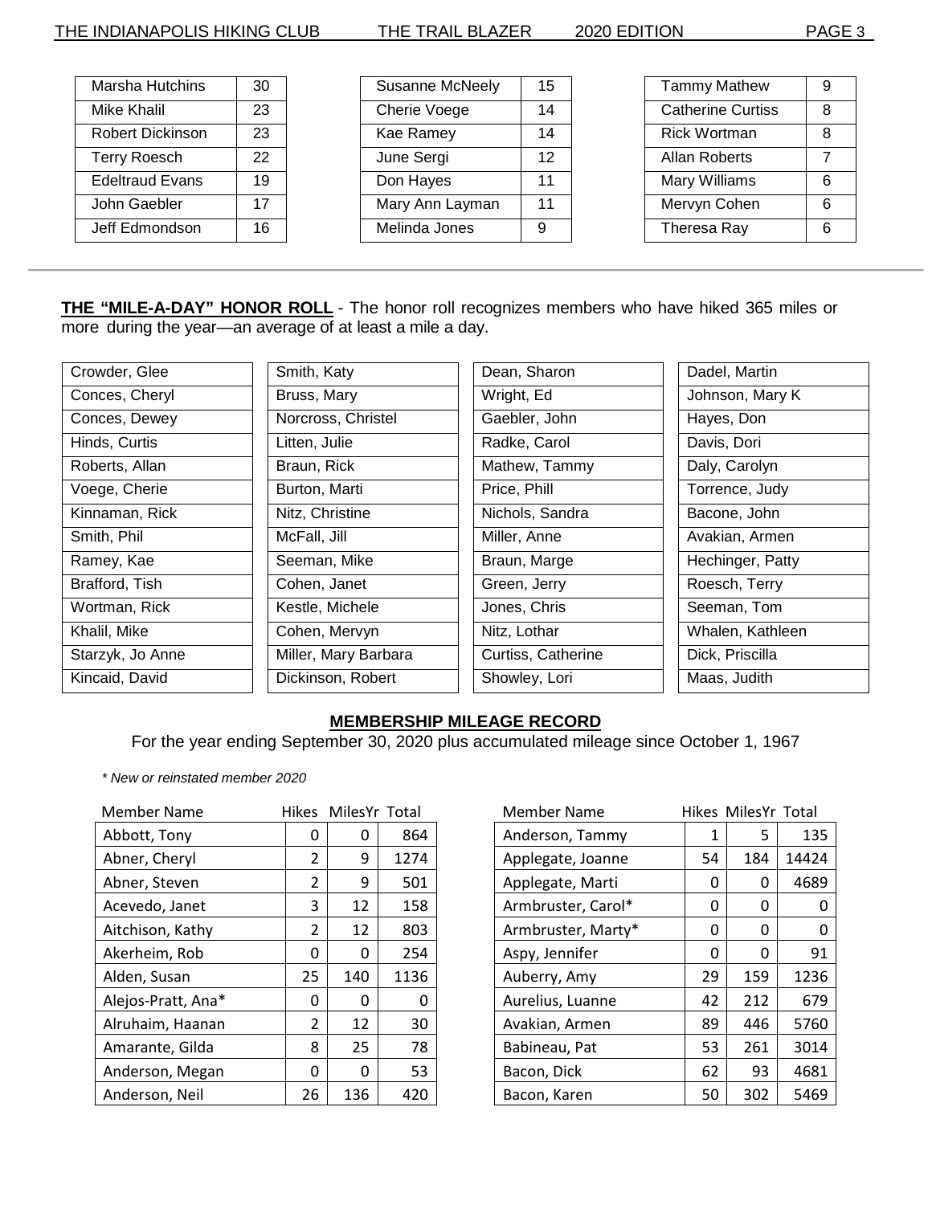| Name | Count |
|---|---|
| Marsha Hutchins | 30 |
| Mike Khalil | 23 |
| Robert Dickinson | 23 |
| Terry Roesch | 22 |
| Edeltraud Evans | 19 |
| John Gaebler | 17 |
| Jeff Edmondson | 16 |
| Susanne McNeely | 15 |
| Cherie Voege | 14 |
| Kae Ramey | 14 |
| June Sergi | 12 |
| Don Hayes | 11 |
| Mary Ann Layman | 11 |
| Melinda Jones | 9 |
| Tammy Mathew | 9 |
| Catherine Curtiss | 8 |
| Rick Wortman | 8 |
| Allan Roberts | 7 |
| Mary Williams | 6 |
| Mervyn Cohen | 6 |
| Theresa Ray | 6 |

---

**THE "MILE-A-DAY" HONOR ROLL** - The honor roll recognizes members who have hiked 365 miles or more during the year—an average of at least a mile a day.

| | | | |
|---|---|---|---|
| Crowder, Glee | Smith, Katy | Dean, Sharon | Dadel, Martin |
| Conces, Cheryl | Bruss, Mary | Wright, Ed | Johnson, Mary K |
| Conces, Dewey | Norcross, Christel | Gaebler, John | Hayes, Don |
| Hinds, Curtis | Litten, Julie | Radke, Carol | Davis, Dori |
| Roberts, Allan | Braun, Rick | Mathew, Tammy | Daly, Carolyn |
| Voege, Cherie | Burton, Marti | Price, Phill | Torrence, Judy |
| Kinnaman, Rick | Nitz, Christine | Nichols, Sandra | Bacone, John |
| Smith, Phil | McFall, Jill | Miller, Anne | Avakian, Armen |
| Ramey, Kae | Seeman, Mike | Braun, Marge | Hechinger, Patty |
| Brafford, Tish | Cohen, Janet | Green, Jerry | Roesch, Terry |
| Wortman, Rick | Kestle, Michele | Jones, Chris | Seeman, Tom |
| Khalil, Mike | Cohen, Mervyn | Nitz, Lothar | Whalen, Kathleen |
| Starzyk, Jo Anne | Miller, Mary Barbara | Curtiss, Catherine | Dick, Priscilla |
| Kincaid, David | Dickinson, Robert | Showley, Lori | Maas, Judith |

## MEMBERSHIP MILEAGE RECORD

For the year ending September 30, 2020 plus accumulated mileage since October 1, 1967

*\* New or reinstated member 2020*

| Member Name | Hikes | MilesYr | Total |
|---|---|---|---|
| Abbott, Tony | 0 | 0 | 864 |
| Abner, Cheryl | 2 | 9 | 1274 |
| Abner, Steven | 2 | 9 | 501 |
| Acevedo, Janet | 3 | 12 | 158 |
| Aitchison, Kathy | 2 | 12 | 803 |
| Akerheim, Rob | 0 | 0 | 254 |
| Alden, Susan | 25 | 140 | 1136 |
| Alejos-Pratt, Ana* | 0 | 0 | 0 |
| Alruhaim, Haanan | 2 | 12 | 30 |
| Amarante, Gilda | 8 | 25 | 78 |
| Anderson, Megan | 0 | 0 | 53 |
| Anderson, Neil | 26 | 136 | 420 |
| Anderson, Tammy | 1 | 5 | 135 |
| Applegate, Joanne | 54 | 184 | 14424 |
| Applegate, Marti | 0 | 0 | 4689 |
| Armbruster, Carol* | 0 | 0 | 0 |
| Armbruster, Marty* | 0 | 0 | 0 |
| Aspy, Jennifer | 0 | 0 | 91 |
| Auberry, Amy | 29 | 159 | 1236 |
| Aurelius, Luanne | 42 | 212 | 679 |
| Avakian, Armen | 89 | 446 | 5760 |
| Babineau, Pat | 53 | 261 | 3014 |
| Bacon, Dick | 62 | 93 | 4681 |
| Bacon, Karen | 50 | 302 | 5469 |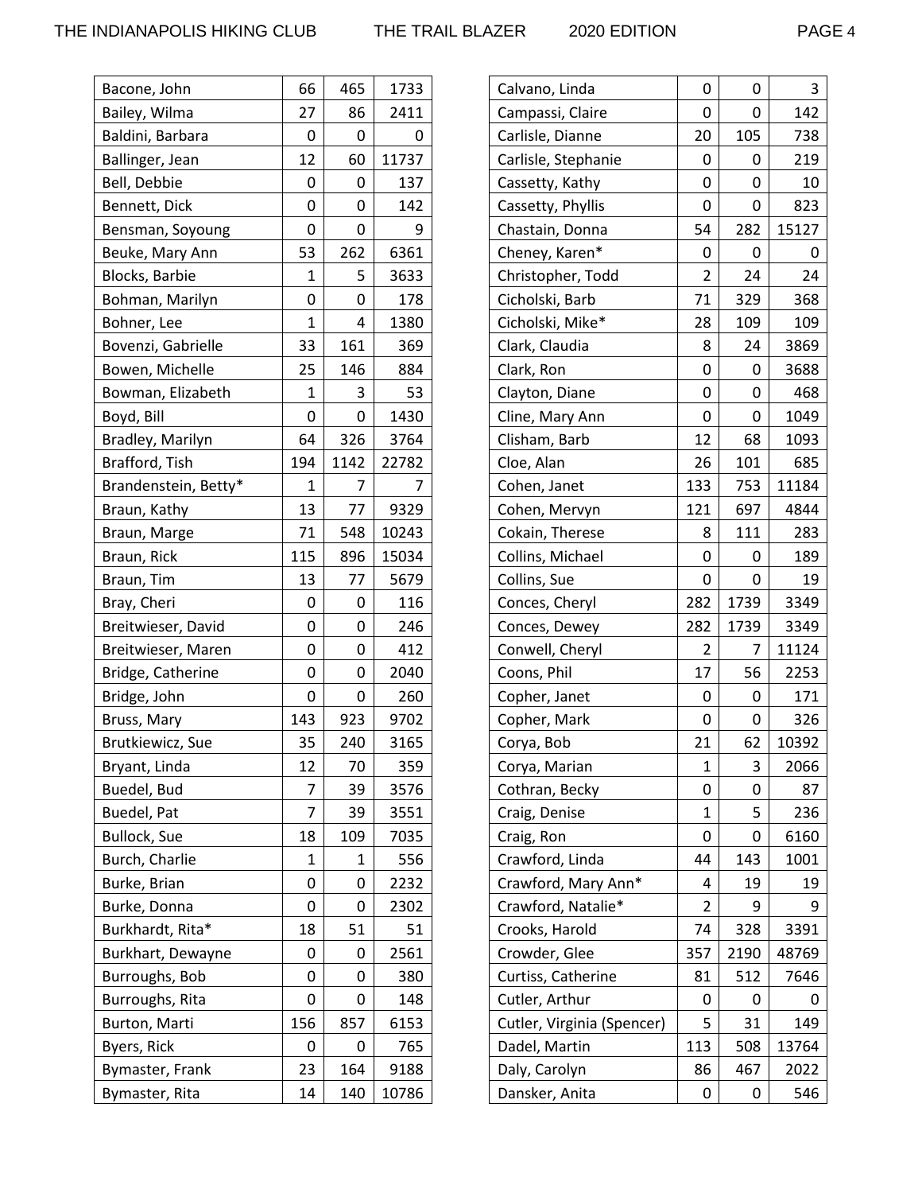| Name | | | |
|---|---|---|---|
| Bacone, John | 66 | 465 | 1733 |
| Bailey, Wilma | 27 | 86 | 2411 |
| Baldini, Barbara | 0 | 0 | 0 |
| Ballinger, Jean | 12 | 60 | 11737 |
| Bell, Debbie | 0 | 0 | 137 |
| Bennett, Dick | 0 | 0 | 142 |
| Bensman, Soyoung | 0 | 0 | 9 |
| Beuke, Mary Ann | 53 | 262 | 6361 |
| Blocks, Barbie | 1 | 5 | 3633 |
| Bohman, Marilyn | 0 | 0 | 178 |
| Bohner, Lee | 1 | 4 | 1380 |
| Bovenzi, Gabrielle | 33 | 161 | 369 |
| Bowen, Michelle | 25 | 146 | 884 |
| Bowman, Elizabeth | 1 | 3 | 53 |
| Boyd, Bill | 0 | 0 | 1430 |
| Bradley, Marilyn | 64 | 326 | 3764 |
| Brafford, Tish | 194 | 1142 | 22782 |
| Brandenstein, Betty* | 1 | 7 | 7 |
| Braun, Kathy | 13 | 77 | 9329 |
| Braun, Marge | 71 | 548 | 10243 |
| Braun, Rick | 115 | 896 | 15034 |
| Braun, Tim | 13 | 77 | 5679 |
| Bray, Cheri | 0 | 0 | 116 |
| Breitwieser, David | 0 | 0 | 246 |
| Breitwieser, Maren | 0 | 0 | 412 |
| Bridge, Catherine | 0 | 0 | 2040 |
| Bridge, John | 0 | 0 | 260 |
| Bruss, Mary | 143 | 923 | 9702 |
| Brutkiewicz, Sue | 35 | 240 | 3165 |
| Bryant, Linda | 12 | 70 | 359 |
| Buedel, Bud | 7 | 39 | 3576 |
| Buedel, Pat | 7 | 39 | 3551 |
| Bullock, Sue | 18 | 109 | 7035 |
| Burch, Charlie | 1 | 1 | 556 |
| Burke, Brian | 0 | 0 | 2232 |
| Burke, Donna | 0 | 0 | 2302 |
| Burkhardt, Rita* | 18 | 51 | 51 |
| Burkhart, Dewayne | 0 | 0 | 2561 |
| Burroughs, Bob | 0 | 0 | 380 |
| Burroughs, Rita | 0 | 0 | 148 |
| Burton, Marti | 156 | 857 | 6153 |
| Byers, Rick | 0 | 0 | 765 |
| Bymaster, Frank | 23 | 164 | 9188 |
| Bymaster, Rita | 14 | 140 | 10786 |
| Calvano, Linda | 0 | 0 | 3 |
| Campassi, Claire | 0 | 0 | 142 |
| Carlisle, Dianne | 20 | 105 | 738 |
| Carlisle, Stephanie | 0 | 0 | 219 |
| Cassetty, Kathy | 0 | 0 | 10 |
| Cassetty, Phyllis | 0 | 0 | 823 |
| Chastain, Donna | 54 | 282 | 15127 |
| Cheney, Karen* | 0 | 0 | 0 |
| Christopher, Todd | 2 | 24 | 24 |
| Cicholski, Barb | 71 | 329 | 368 |
| Cicholski, Mike* | 28 | 109 | 109 |
| Clark, Claudia | 8 | 24 | 3869 |
| Clark, Ron | 0 | 0 | 3688 |
| Clayton, Diane | 0 | 0 | 468 |
| Cline, Mary Ann | 0 | 0 | 1049 |
| Clisham, Barb | 12 | 68 | 1093 |
| Cloe, Alan | 26 | 101 | 685 |
| Cohen, Janet | 133 | 753 | 11184 |
| Cohen, Mervyn | 121 | 697 | 4844 |
| Cokain, Therese | 8 | 111 | 283 |
| Collins, Michael | 0 | 0 | 189 |
| Collins, Sue | 0 | 0 | 19 |
| Conces, Cheryl | 282 | 1739 | 3349 |
| Conces, Dewey | 282 | 1739 | 3349 |
| Conwell, Cheryl | 2 | 7 | 11124 |
| Coons, Phil | 17 | 56 | 2253 |
| Copher, Janet | 0 | 0 | 171 |
| Copher, Mark | 0 | 0 | 326 |
| Corya, Bob | 21 | 62 | 10392 |
| Corya, Marian | 1 | 3 | 2066 |
| Cothran, Becky | 0 | 0 | 87 |
| Craig, Denise | 1 | 5 | 236 |
| Craig, Ron | 0 | 0 | 6160 |
| Crawford, Linda | 44 | 143 | 1001 |
| Crawford, Mary Ann* | 4 | 19 | 19 |
| Crawford, Natalie* | 2 | 9 | 9 |
| Crooks, Harold | 74 | 328 | 3391 |
| Crowder, Glee | 357 | 2190 | 48769 |
| Curtiss, Catherine | 81 | 512 | 7646 |
| Cutler, Arthur | 0 | 0 | 0 |
| Cutler, Virginia (Spencer) | 5 | 31 | 149 |
| Dadel, Martin | 113 | 508 | 13764 |
| Daly, Carolyn | 86 | 467 | 2022 |
| Dansker, Anita | 0 | 0 | 546 |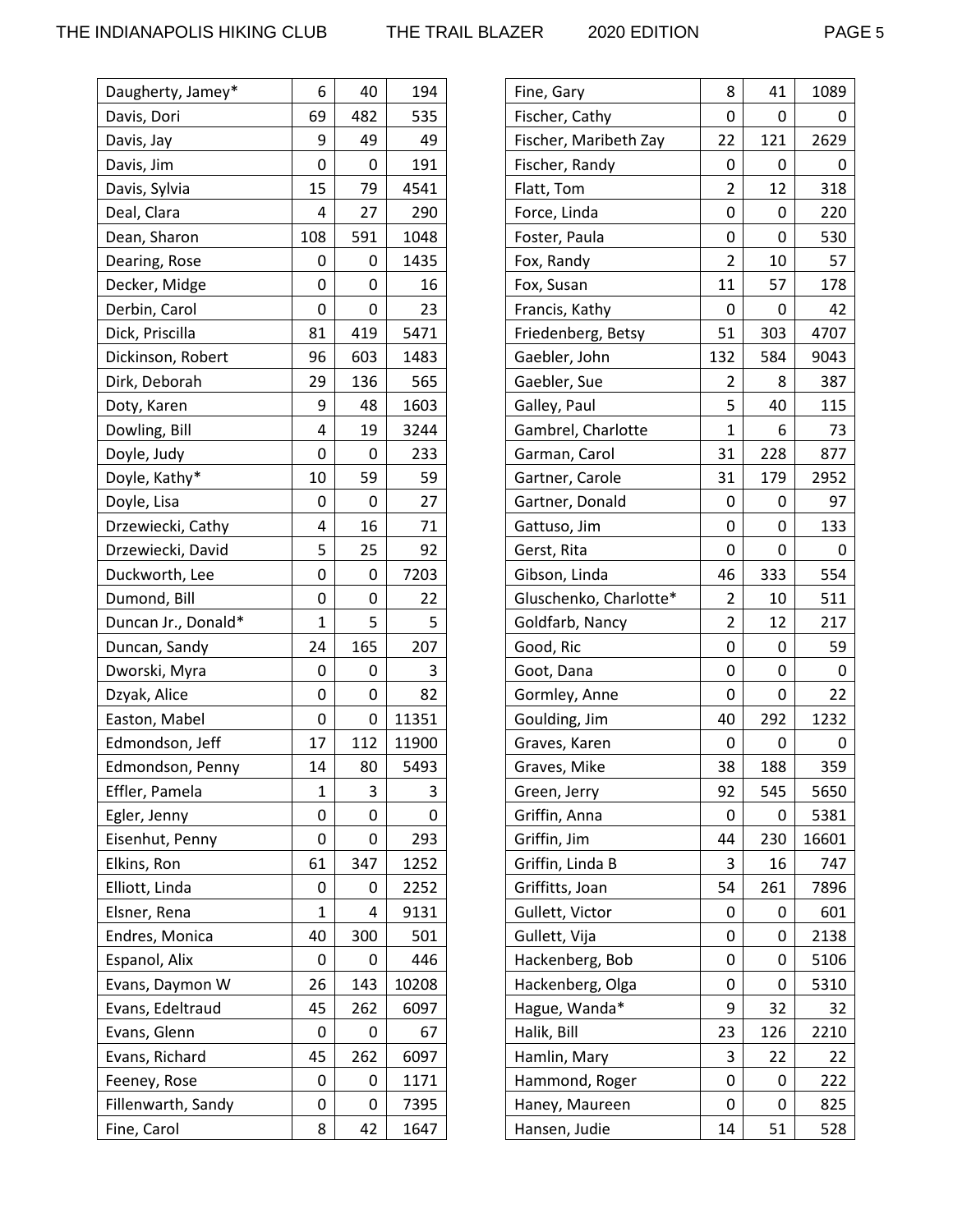| | | | |
|---|---|---|---|
| Daugherty, Jamey* | 6 | 40 | 194 |
| Davis, Dori | 69 | 482 | 535 |
| Davis, Jay | 9 | 49 | 49 |
| Davis, Jim | 0 | 0 | 191 |
| Davis, Sylvia | 15 | 79 | 4541 |
| Deal, Clara | 4 | 27 | 290 |
| Dean, Sharon | 108 | 591 | 1048 |
| Dearing, Rose | 0 | 0 | 1435 |
| Decker, Midge | 0 | 0 | 16 |
| Derbin, Carol | 0 | 0 | 23 |
| Dick, Priscilla | 81 | 419 | 5471 |
| Dickinson, Robert | 96 | 603 | 1483 |
| Dirk, Deborah | 29 | 136 | 565 |
| Doty, Karen | 9 | 48 | 1603 |
| Dowling, Bill | 4 | 19 | 3244 |
| Doyle, Judy | 0 | 0 | 233 |
| Doyle, Kathy* | 10 | 59 | 59 |
| Doyle, Lisa | 0 | 0 | 27 |
| Drzewiecki, Cathy | 4 | 16 | 71 |
| Drzewiecki, David | 5 | 25 | 92 |
| Duckworth, Lee | 0 | 0 | 7203 |
| Dumond, Bill | 0 | 0 | 22 |
| Duncan Jr., Donald* | 1 | 5 | 5 |
| Duncan, Sandy | 24 | 165 | 207 |
| Dworski, Myra | 0 | 0 | 3 |
| Dzyak, Alice | 0 | 0 | 82 |
| Easton, Mabel | 0 | 0 | 11351 |
| Edmondson, Jeff | 17 | 112 | 11900 |
| Edmondson, Penny | 14 | 80 | 5493 |
| Effler, Pamela | 1 | 3 | 3 |
| Egler, Jenny | 0 | 0 | 0 |
| Eisenhut, Penny | 0 | 0 | 293 |
| Elkins, Ron | 61 | 347 | 1252 |
| Elliott, Linda | 0 | 0 | 2252 |
| Elsner, Rena | 1 | 4 | 9131 |
| Endres, Monica | 40 | 300 | 501 |
| Espanol, Alix | 0 | 0 | 446 |
| Evans, Daymon W | 26 | 143 | 10208 |
| Evans, Edeltraud | 45 | 262 | 6097 |
| Evans, Glenn | 0 | 0 | 67 |
| Evans, Richard | 45 | 262 | 6097 |
| Feeney, Rose | 0 | 0 | 1171 |
| Fillenwarth, Sandy | 0 | 0 | 7395 |
| Fine, Carol | 8 | 42 | 1647 |
| Fine, Gary | 8 | 41 | 1089 |
| Fischer, Cathy | 0 | 0 | 0 |
| Fischer, Maribeth Zay | 22 | 121 | 2629 |
| Fischer, Randy | 0 | 0 | 0 |
| Flatt, Tom | 2 | 12 | 318 |
| Force, Linda | 0 | 0 | 220 |
| Foster, Paula | 0 | 0 | 530 |
| Fox, Randy | 2 | 10 | 57 |
| Fox, Susan | 11 | 57 | 178 |
| Francis, Kathy | 0 | 0 | 42 |
| Friedenberg, Betsy | 51 | 303 | 4707 |
| Gaebler, John | 132 | 584 | 9043 |
| Gaebler, Sue | 2 | 8 | 387 |
| Galley, Paul | 5 | 40 | 115 |
| Gambrel, Charlotte | 1 | 6 | 73 |
| Garman, Carol | 31 | 228 | 877 |
| Gartner, Carole | 31 | 179 | 2952 |
| Gartner, Donald | 0 | 0 | 97 |
| Gattuso, Jim | 0 | 0 | 133 |
| Gerst, Rita | 0 | 0 | 0 |
| Gibson, Linda | 46 | 333 | 554 |
| Gluschenko, Charlotte* | 2 | 10 | 511 |
| Goldfarb, Nancy | 2 | 12 | 217 |
| Good, Ric | 0 | 0 | 59 |
| Goot, Dana | 0 | 0 | 0 |
| Gormley, Anne | 0 | 0 | 22 |
| Goulding, Jim | 40 | 292 | 1232 |
| Graves, Karen | 0 | 0 | 0 |
| Graves, Mike | 38 | 188 | 359 |
| Green, Jerry | 92 | 545 | 5650 |
| Griffin, Anna | 0 | 0 | 5381 |
| Griffin, Jim | 44 | 230 | 16601 |
| Griffin, Linda B | 3 | 16 | 747 |
| Griffitts, Joan | 54 | 261 | 7896 |
| Gullett, Victor | 0 | 0 | 601 |
| Gullett, Vija | 0 | 0 | 2138 |
| Hackenberg, Bob | 0 | 0 | 5106 |
| Hackenberg, Olga | 0 | 0 | 5310 |
| Hague, Wanda* | 9 | 32 | 32 |
| Halik, Bill | 23 | 126 | 2210 |
| Hamlin, Mary | 3 | 22 | 22 |
| Hammond, Roger | 0 | 0 | 222 |
| Haney, Maureen | 0 | 0 | 825 |
| Hansen, Judie | 14 | 51 | 528 |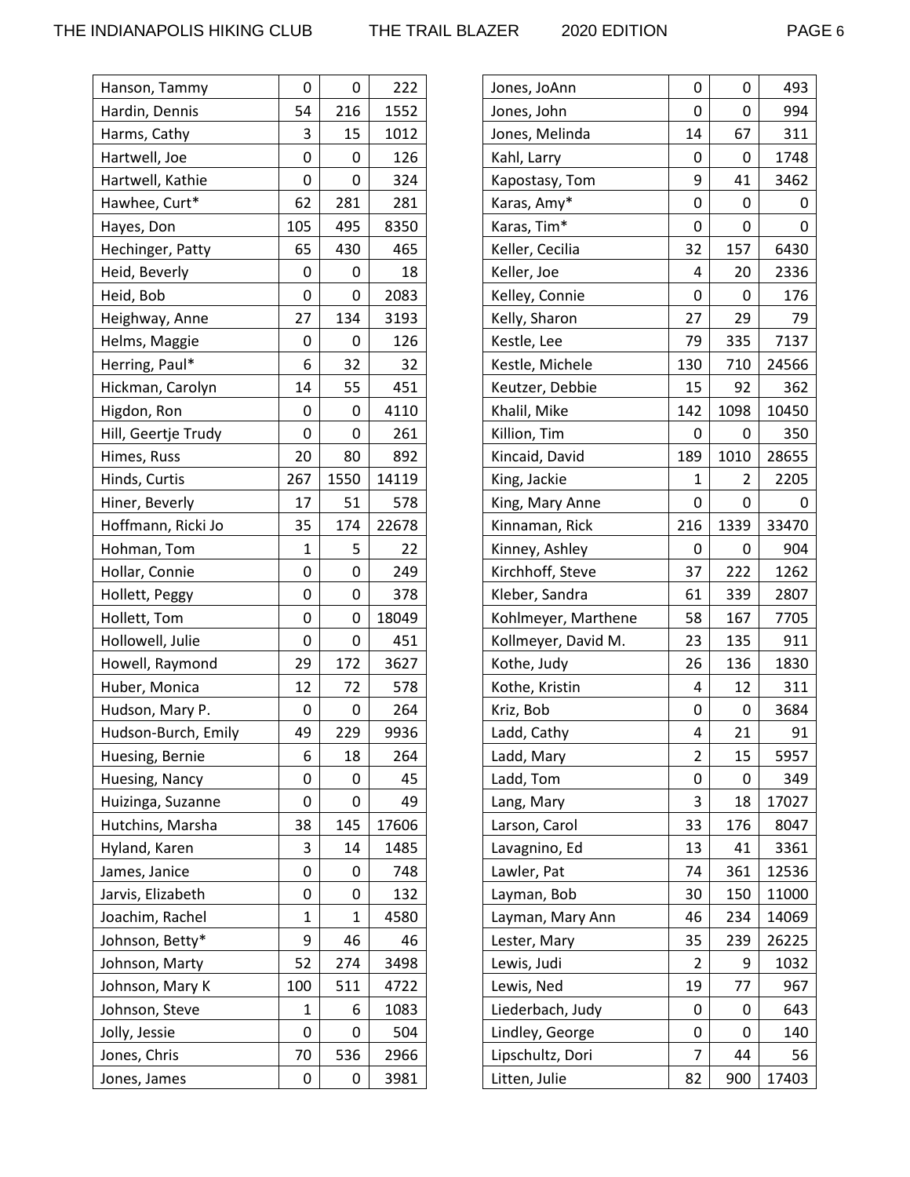| Name | | | |
|---|---|---|---|
| Hanson, Tammy | 0 | 0 | 222 |
| Hardin, Dennis | 54 | 216 | 1552 |
| Harms, Cathy | 3 | 15 | 1012 |
| Hartwell, Joe | 0 | 0 | 126 |
| Hartwell, Kathie | 0 | 0 | 324 |
| Hawhee, Curt* | 62 | 281 | 281 |
| Hayes, Don | 105 | 495 | 8350 |
| Hechinger, Patty | 65 | 430 | 465 |
| Heid, Beverly | 0 | 0 | 18 |
| Heid, Bob | 0 | 0 | 2083 |
| Heighway, Anne | 27 | 134 | 3193 |
| Helms, Maggie | 0 | 0 | 126 |
| Herring, Paul* | 6 | 32 | 32 |
| Hickman, Carolyn | 14 | 55 | 451 |
| Higdon, Ron | 0 | 0 | 4110 |
| Hill, Geertje Trudy | 0 | 0 | 261 |
| Himes, Russ | 20 | 80 | 892 |
| Hinds, Curtis | 267 | 1550 | 14119 |
| Hiner, Beverly | 17 | 51 | 578 |
| Hoffmann, Ricki Jo | 35 | 174 | 22678 |
| Hohman, Tom | 1 | 5 | 22 |
| Hollar, Connie | 0 | 0 | 249 |
| Hollett, Peggy | 0 | 0 | 378 |
| Hollett, Tom | 0 | 0 | 18049 |
| Hollowell, Julie | 0 | 0 | 451 |
| Howell, Raymond | 29 | 172 | 3627 |
| Huber, Monica | 12 | 72 | 578 |
| Hudson, Mary P. | 0 | 0 | 264 |
| Hudson-Burch, Emily | 49 | 229 | 9936 |
| Huesing, Bernie | 6 | 18 | 264 |
| Huesing, Nancy | 0 | 0 | 45 |
| Huizinga, Suzanne | 0 | 0 | 49 |
| Hutchins, Marsha | 38 | 145 | 17606 |
| Hyland, Karen | 3 | 14 | 1485 |
| James, Janice | 0 | 0 | 748 |
| Jarvis, Elizabeth | 0 | 0 | 132 |
| Joachim, Rachel | 1 | 1 | 4580 |
| Johnson, Betty* | 9 | 46 | 46 |
| Johnson, Marty | 52 | 274 | 3498 |
| Johnson, Mary K | 100 | 511 | 4722 |
| Johnson, Steve | 1 | 6 | 1083 |
| Jolly, Jessie | 0 | 0 | 504 |
| Jones, Chris | 70 | 536 | 2966 |
| Jones, James | 0 | 0 | 3981 |
| Jones, JoAnn | 0 | 0 | 493 |
| Jones, John | 0 | 0 | 994 |
| Jones, Melinda | 14 | 67 | 311 |
| Kahl, Larry | 0 | 0 | 1748 |
| Kapostasy, Tom | 9 | 41 | 3462 |
| Karas, Amy* | 0 | 0 | 0 |
| Karas, Tim* | 0 | 0 | 0 |
| Keller, Cecilia | 32 | 157 | 6430 |
| Keller, Joe | 4 | 20 | 2336 |
| Kelley, Connie | 0 | 0 | 176 |
| Kelly, Sharon | 27 | 29 | 79 |
| Kestle, Lee | 79 | 335 | 7137 |
| Kestle, Michele | 130 | 710 | 24566 |
| Keutzer, Debbie | 15 | 92 | 362 |
| Khalil, Mike | 142 | 1098 | 10450 |
| Killion, Tim | 0 | 0 | 350 |
| Kincaid, David | 189 | 1010 | 28655 |
| King, Jackie | 1 | 2 | 2205 |
| King, Mary Anne | 0 | 0 | 0 |
| Kinnaman, Rick | 216 | 1339 | 33470 |
| Kinney, Ashley | 0 | 0 | 904 |
| Kirchhoff, Steve | 37 | 222 | 1262 |
| Kleber, Sandra | 61 | 339 | 2807 |
| Kohlmeyer, Marthene | 58 | 167 | 7705 |
| Kollmeyer, David M. | 23 | 135 | 911 |
| Kothe, Judy | 26 | 136 | 1830 |
| Kothe, Kristin | 4 | 12 | 311 |
| Kriz, Bob | 0 | 0 | 3684 |
| Ladd, Cathy | 4 | 21 | 91 |
| Ladd, Mary | 2 | 15 | 5957 |
| Ladd, Tom | 0 | 0 | 349 |
| Lang, Mary | 3 | 18 | 17027 |
| Larson, Carol | 33 | 176 | 8047 |
| Lavagnino, Ed | 13 | 41 | 3361 |
| Lawler, Pat | 74 | 361 | 12536 |
| Layman, Bob | 30 | 150 | 11000 |
| Layman, Mary Ann | 46 | 234 | 14069 |
| Lester, Mary | 35 | 239 | 26225 |
| Lewis, Judi | 2 | 9 | 1032 |
| Lewis, Ned | 19 | 77 | 967 |
| Liederbach, Judy | 0 | 0 | 643 |
| Lindley, George | 0 | 0 | 140 |
| Lipschultz, Dori | 7 | 44 | 56 |
| Litten, Julie | 82 | 900 | 17403 |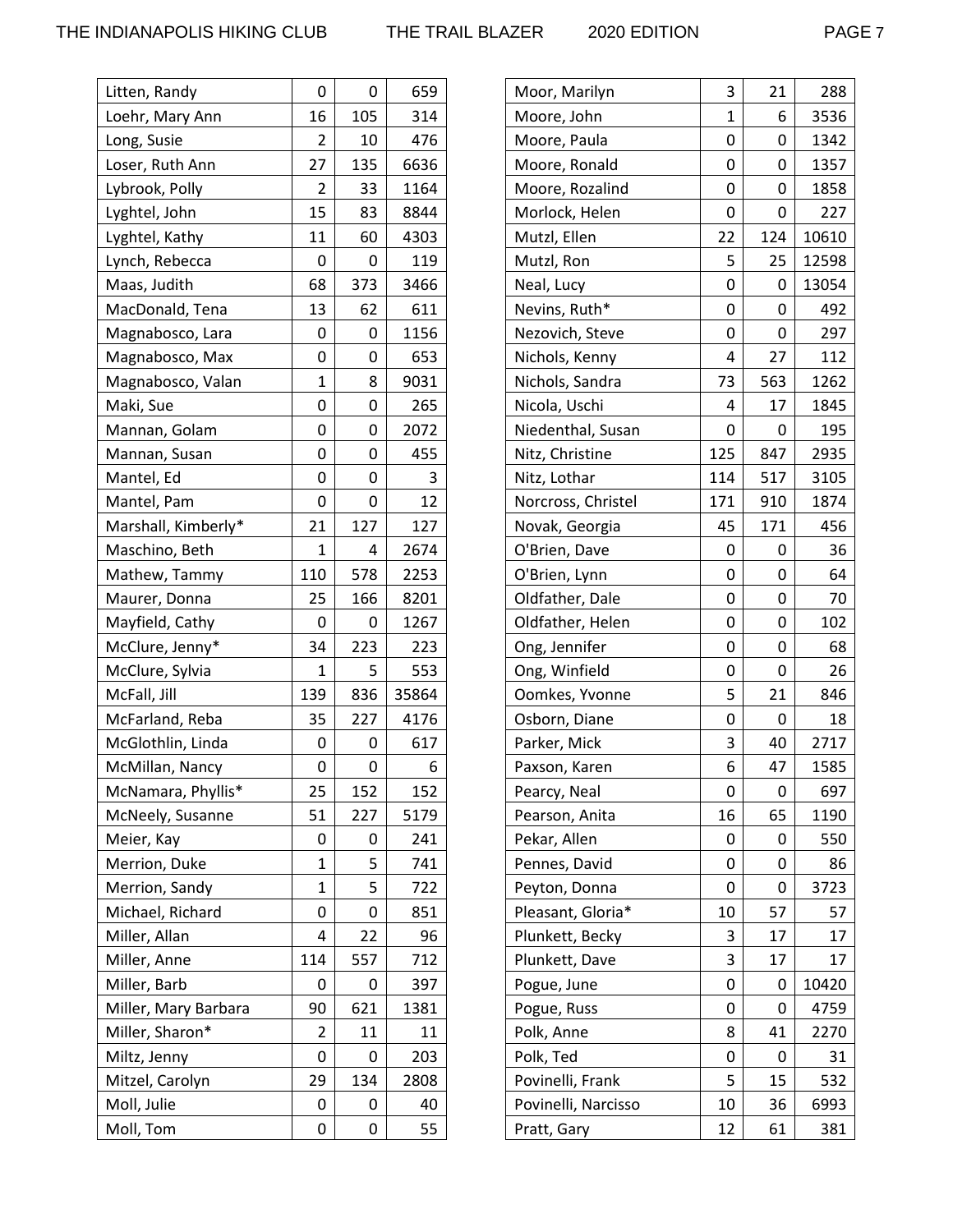| Name | | | |
|---|---|---|---|
| Litten, Randy | 0 | 0 | 659 |
| Loehr, Mary Ann | 16 | 105 | 314 |
| Long, Susie | 2 | 10 | 476 |
| Loser, Ruth Ann | 27 | 135 | 6636 |
| Lybrook, Polly | 2 | 33 | 1164 |
| Lyghtel, John | 15 | 83 | 8844 |
| Lyghtel, Kathy | 11 | 60 | 4303 |
| Lynch, Rebecca | 0 | 0 | 119 |
| Maas, Judith | 68 | 373 | 3466 |
| MacDonald, Tena | 13 | 62 | 611 |
| Magnabosco, Lara | 0 | 0 | 1156 |
| Magnabosco, Max | 0 | 0 | 653 |
| Magnabosco, Valan | 1 | 8 | 9031 |
| Maki, Sue | 0 | 0 | 265 |
| Mannan, Golam | 0 | 0 | 2072 |
| Mannan, Susan | 0 | 0 | 455 |
| Mantel, Ed | 0 | 0 | 3 |
| Mantel, Pam | 0 | 0 | 12 |
| Marshall, Kimberly* | 21 | 127 | 127 |
| Maschino, Beth | 1 | 4 | 2674 |
| Mathew, Tammy | 110 | 578 | 2253 |
| Maurer, Donna | 25 | 166 | 8201 |
| Mayfield, Cathy | 0 | 0 | 1267 |
| McClure, Jenny* | 34 | 223 | 223 |
| McClure, Sylvia | 1 | 5 | 553 |
| McFall, Jill | 139 | 836 | 35864 |
| McFarland, Reba | 35 | 227 | 4176 |
| McGlothlin, Linda | 0 | 0 | 617 |
| McMillan, Nancy | 0 | 0 | 6 |
| McNamara, Phyllis* | 25 | 152 | 152 |
| McNeely, Susanne | 51 | 227 | 5179 |
| Meier, Kay | 0 | 0 | 241 |
| Merrion, Duke | 1 | 5 | 741 |
| Merrion, Sandy | 1 | 5 | 722 |
| Michael, Richard | 0 | 0 | 851 |
| Miller, Allan | 4 | 22 | 96 |
| Miller, Anne | 114 | 557 | 712 |
| Miller, Barb | 0 | 0 | 397 |
| Miller, Mary Barbara | 90 | 621 | 1381 |
| Miller, Sharon* | 2 | 11 | 11 |
| Miltz, Jenny | 0 | 0 | 203 |
| Mitzel, Carolyn | 29 | 134 | 2808 |
| Moll, Julie | 0 | 0 | 40 |
| Moll, Tom | 0 | 0 | 55 |
| Moor, Marilyn | 3 | 21 | 288 |
| Moore, John | 1 | 6 | 3536 |
| Moore, Paula | 0 | 0 | 1342 |
| Moore, Ronald | 0 | 0 | 1357 |
| Moore, Rozalind | 0 | 0 | 1858 |
| Morlock, Helen | 0 | 0 | 227 |
| Mutzl, Ellen | 22 | 124 | 10610 |
| Mutzl, Ron | 5 | 25 | 12598 |
| Neal, Lucy | 0 | 0 | 13054 |
| Nevins, Ruth* | 0 | 0 | 492 |
| Nezovich, Steve | 0 | 0 | 297 |
| Nichols, Kenny | 4 | 27 | 112 |
| Nichols, Sandra | 73 | 563 | 1262 |
| Nicola, Uschi | 4 | 17 | 1845 |
| Niedenthal, Susan | 0 | 0 | 195 |
| Nitz, Christine | 125 | 847 | 2935 |
| Nitz, Lothar | 114 | 517 | 3105 |
| Norcross, Christel | 171 | 910 | 1874 |
| Novak, Georgia | 45 | 171 | 456 |
| O'Brien, Dave | 0 | 0 | 36 |
| O'Brien, Lynn | 0 | 0 | 64 |
| Oldfather, Dale | 0 | 0 | 70 |
| Oldfather, Helen | 0 | 0 | 102 |
| Ong, Jennifer | 0 | 0 | 68 |
| Ong, Winfield | 0 | 0 | 26 |
| Oomkes, Yvonne | 5 | 21 | 846 |
| Osborn, Diane | 0 | 0 | 18 |
| Parker, Mick | 3 | 40 | 2717 |
| Paxson, Karen | 6 | 47 | 1585 |
| Pearcy, Neal | 0 | 0 | 697 |
| Pearson, Anita | 16 | 65 | 1190 |
| Pekar, Allen | 0 | 0 | 550 |
| Pennes, David | 0 | 0 | 86 |
| Peyton, Donna | 0 | 0 | 3723 |
| Pleasant, Gloria* | 10 | 57 | 57 |
| Plunkett, Becky | 3 | 17 | 17 |
| Plunkett, Dave | 3 | 17 | 17 |
| Pogue, June | 0 | 0 | 10420 |
| Pogue, Russ | 0 | 0 | 4759 |
| Polk, Anne | 8 | 41 | 2270 |
| Polk, Ted | 0 | 0 | 31 |
| Povinelli, Frank | 5 | 15 | 532 |
| Povinelli, Narcisso | 10 | 36 | 6993 |
| Pratt, Gary | 12 | 61 | 381 |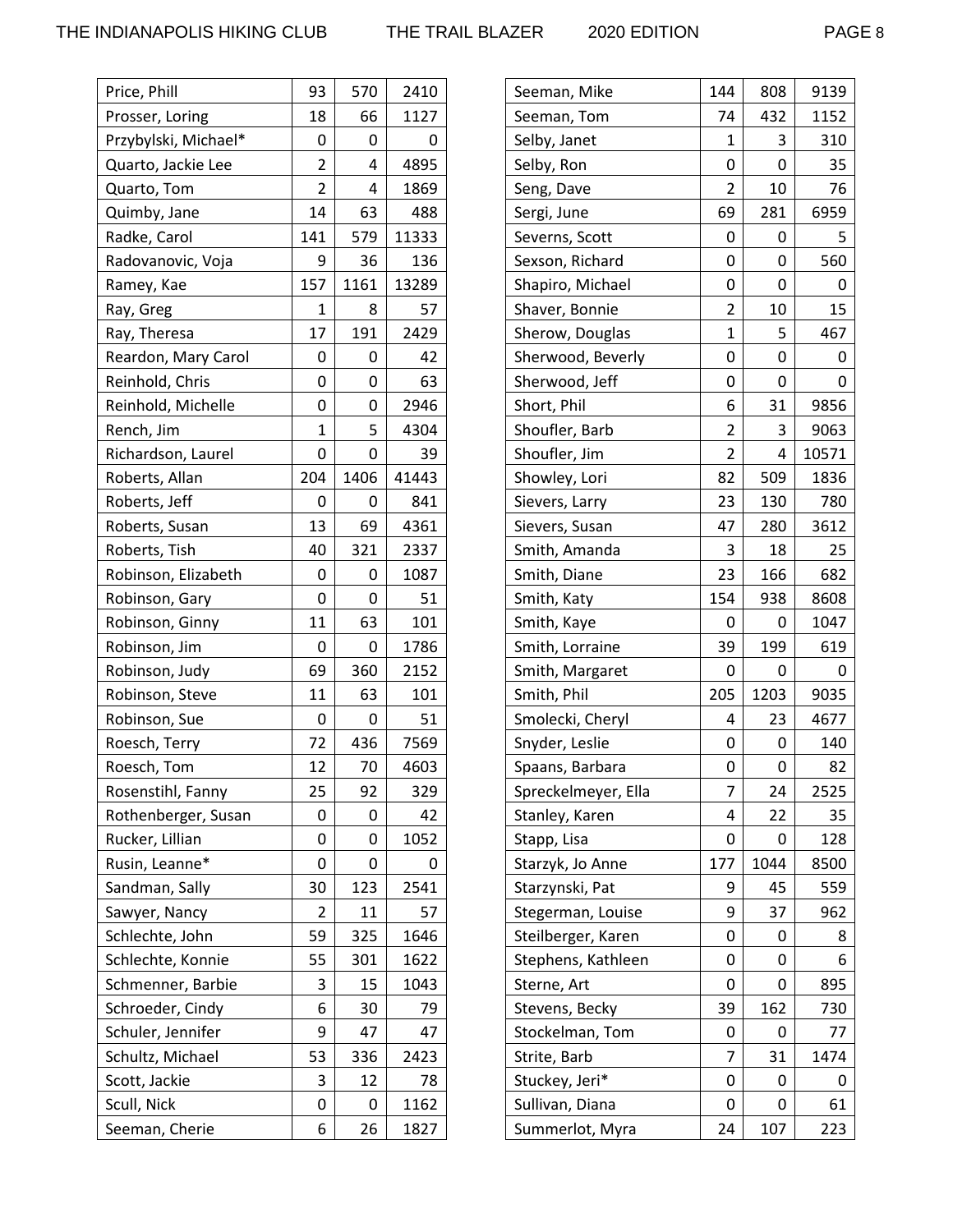| | | | |
|---|---|---|---|
| Price, Phill | 93 | 570 | 2410 |
| Prosser, Loring | 18 | 66 | 1127 |
| Przybylski, Michael* | 0 | 0 | 0 |
| Quarto, Jackie Lee | 2 | 4 | 4895 |
| Quarto, Tom | 2 | 4 | 1869 |
| Quimby, Jane | 14 | 63 | 488 |
| Radke, Carol | 141 | 579 | 11333 |
| Radovanovic, Voja | 9 | 36 | 136 |
| Ramey, Kae | 157 | 1161 | 13289 |
| Ray, Greg | 1 | 8 | 57 |
| Ray, Theresa | 17 | 191 | 2429 |
| Reardon, Mary Carol | 0 | 0 | 42 |
| Reinhold, Chris | 0 | 0 | 63 |
| Reinhold, Michelle | 0 | 0 | 2946 |
| Rench, Jim | 1 | 5 | 4304 |
| Richardson, Laurel | 0 | 0 | 39 |
| Roberts, Allan | 204 | 1406 | 41443 |
| Roberts, Jeff | 0 | 0 | 841 |
| Roberts, Susan | 13 | 69 | 4361 |
| Roberts, Tish | 40 | 321 | 2337 |
| Robinson, Elizabeth | 0 | 0 | 1087 |
| Robinson, Gary | 0 | 0 | 51 |
| Robinson, Ginny | 11 | 63 | 101 |
| Robinson, Jim | 0 | 0 | 1786 |
| Robinson, Judy | 69 | 360 | 2152 |
| Robinson, Steve | 11 | 63 | 101 |
| Robinson, Sue | 0 | 0 | 51 |
| Roesch, Terry | 72 | 436 | 7569 |
| Roesch, Tom | 12 | 70 | 4603 |
| Rosenstihl, Fanny | 25 | 92 | 329 |
| Rothenberger, Susan | 0 | 0 | 42 |
| Rucker, Lillian | 0 | 0 | 1052 |
| Rusin, Leanne* | 0 | 0 | 0 |
| Sandman, Sally | 30 | 123 | 2541 |
| Sawyer, Nancy | 2 | 11 | 57 |
| Schlechte, John | 59 | 325 | 1646 |
| Schlechte, Konnie | 55 | 301 | 1622 |
| Schmenner, Barbie | 3 | 15 | 1043 |
| Schroeder, Cindy | 6 | 30 | 79 |
| Schuler, Jennifer | 9 | 47 | 47 |
| Schultz, Michael | 53 | 336 | 2423 |
| Scott, Jackie | 3 | 12 | 78 |
| Scull, Nick | 0 | 0 | 1162 |
| Seeman, Cherie | 6 | 26 | 1827 |
| Seeman, Mike | 144 | 808 | 9139 |
| Seeman, Tom | 74 | 432 | 1152 |
| Selby, Janet | 1 | 3 | 310 |
| Selby, Ron | 0 | 0 | 35 |
| Seng, Dave | 2 | 10 | 76 |
| Sergi, June | 69 | 281 | 6959 |
| Severns, Scott | 0 | 0 | 5 |
| Sexson, Richard | 0 | 0 | 560 |
| Shapiro, Michael | 0 | 0 | 0 |
| Shaver, Bonnie | 2 | 10 | 15 |
| Sherow, Douglas | 1 | 5 | 467 |
| Sherwood, Beverly | 0 | 0 | 0 |
| Sherwood, Jeff | 0 | 0 | 0 |
| Short, Phil | 6 | 31 | 9856 |
| Shoufler, Barb | 2 | 3 | 9063 |
| Shoufler, Jim | 2 | 4 | 10571 |
| Showley, Lori | 82 | 509 | 1836 |
| Sievers, Larry | 23 | 130 | 780 |
| Sievers, Susan | 47 | 280 | 3612 |
| Smith, Amanda | 3 | 18 | 25 |
| Smith, Diane | 23 | 166 | 682 |
| Smith, Katy | 154 | 938 | 8608 |
| Smith, Kaye | 0 | 0 | 1047 |
| Smith, Lorraine | 39 | 199 | 619 |
| Smith, Margaret | 0 | 0 | 0 |
| Smith, Phil | 205 | 1203 | 9035 |
| Smolecki, Cheryl | 4 | 23 | 4677 |
| Snyder, Leslie | 0 | 0 | 140 |
| Spaans, Barbara | 0 | 0 | 82 |
| Spreckelmeyer, Ella | 7 | 24 | 2525 |
| Stanley, Karen | 4 | 22 | 35 |
| Stapp, Lisa | 0 | 0 | 128 |
| Starzyk, Jo Anne | 177 | 1044 | 8500 |
| Starzynski, Pat | 9 | 45 | 559 |
| Stegerman, Louise | 9 | 37 | 962 |
| Steilberger, Karen | 0 | 0 | 8 |
| Stephens, Kathleen | 0 | 0 | 6 |
| Sterne, Art | 0 | 0 | 895 |
| Stevens, Becky | 39 | 162 | 730 |
| Stockelman, Tom | 0 | 0 | 77 |
| Strite, Barb | 7 | 31 | 1474 |
| Stuckey, Jeri* | 0 | 0 | 0 |
| Sullivan, Diana | 0 | 0 | 61 |
| Summerlot, Myra | 24 | 107 | 223 |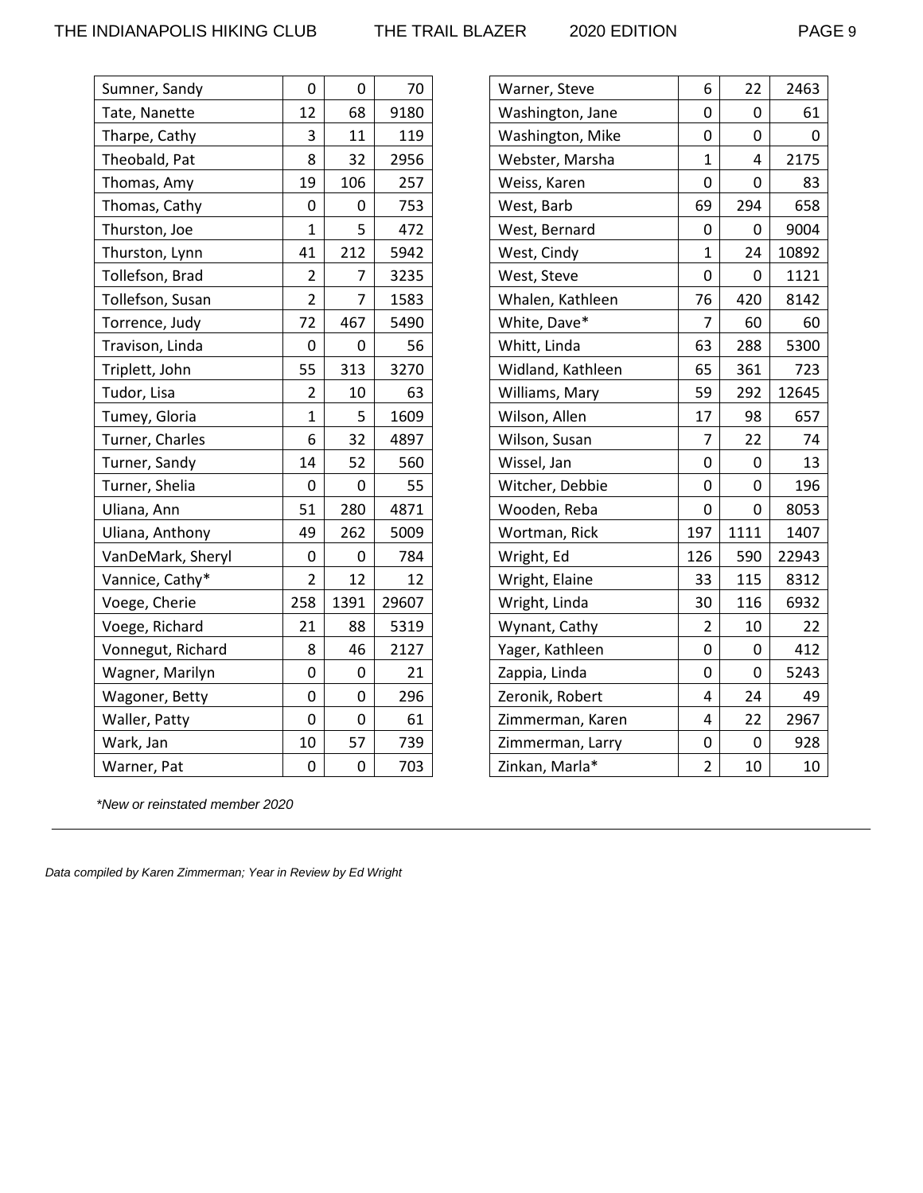| | | | |
|---|---|---|---|
| Sumner, Sandy | 0 | 0 | 70 |
| Tate, Nanette | 12 | 68 | 9180 |
| Tharpe, Cathy | 3 | 11 | 119 |
| Theobald, Pat | 8 | 32 | 2956 |
| Thomas, Amy | 19 | 106 | 257 |
| Thomas, Cathy | 0 | 0 | 753 |
| Thurston, Joe | 1 | 5 | 472 |
| Thurston, Lynn | 41 | 212 | 5942 |
| Tollefson, Brad | 2 | 7 | 3235 |
| Tollefson, Susan | 2 | 7 | 1583 |
| Torrence, Judy | 72 | 467 | 5490 |
| Travison, Linda | 0 | 0 | 56 |
| Triplett, John | 55 | 313 | 3270 |
| Tudor, Lisa | 2 | 10 | 63 |
| Tumey, Gloria | 1 | 5 | 1609 |
| Turner, Charles | 6 | 32 | 4897 |
| Turner, Sandy | 14 | 52 | 560 |
| Turner, Shelia | 0 | 0 | 55 |
| Uliana, Ann | 51 | 280 | 4871 |
| Uliana, Anthony | 49 | 262 | 5009 |
| VanDeMark, Sheryl | 0 | 0 | 784 |
| Vannice, Cathy* | 2 | 12 | 12 |
| Voege, Cherie | 258 | 1391 | 29607 |
| Voege, Richard | 21 | 88 | 5319 |
| Vonnegut, Richard | 8 | 46 | 2127 |
| Wagner, Marilyn | 0 | 0 | 21 |
| Wagoner, Betty | 0 | 0 | 296 |
| Waller, Patty | 0 | 0 | 61 |
| Wark, Jan | 10 | 57 | 739 |
| Warner, Pat | 0 | 0 | 703 |

| | | | |
|---|---|---|---|
| Warner, Steve | 6 | 22 | 2463 |
| Washington, Jane | 0 | 0 | 61 |
| Washington, Mike | 0 | 0 | 0 |
| Webster, Marsha | 1 | 4 | 2175 |
| Weiss, Karen | 0 | 0 | 83 |
| West, Barb | 69 | 294 | 658 |
| West, Bernard | 0 | 0 | 9004 |
| West, Cindy | 1 | 24 | 10892 |
| West, Steve | 0 | 0 | 1121 |
| Whalen, Kathleen | 76 | 420 | 8142 |
| White, Dave* | 7 | 60 | 60 |
| Whitt, Linda | 63 | 288 | 5300 |
| Widland, Kathleen | 65 | 361 | 723 |
| Williams, Mary | 59 | 292 | 12645 |
| Wilson, Allen | 17 | 98 | 657 |
| Wilson, Susan | 7 | 22 | 74 |
| Wissel, Jan | 0 | 0 | 13 |
| Witcher, Debbie | 0 | 0 | 196 |
| Wooden, Reba | 0 | 0 | 8053 |
| Wortman, Rick | 197 | 1111 | 1407 |
| Wright, Ed | 126 | 590 | 22943 |
| Wright, Elaine | 33 | 115 | 8312 |
| Wright, Linda | 30 | 116 | 6932 |
| Wynant, Cathy | 2 | 10 | 22 |
| Yager, Kathleen | 0 | 0 | 412 |
| Zappia, Linda | 0 | 0 | 5243 |
| Zeronik, Robert | 4 | 24 | 49 |
| Zimmerman, Karen | 4 | 22 | 2967 |
| Zimmerman, Larry | 0 | 0 | 928 |
| Zinkan, Marla* | 2 | 10 | 10 |

*\*New or reinstated member 2020*

---

*Data compiled by Karen Zimmerman; Year in Review by Ed Wright*